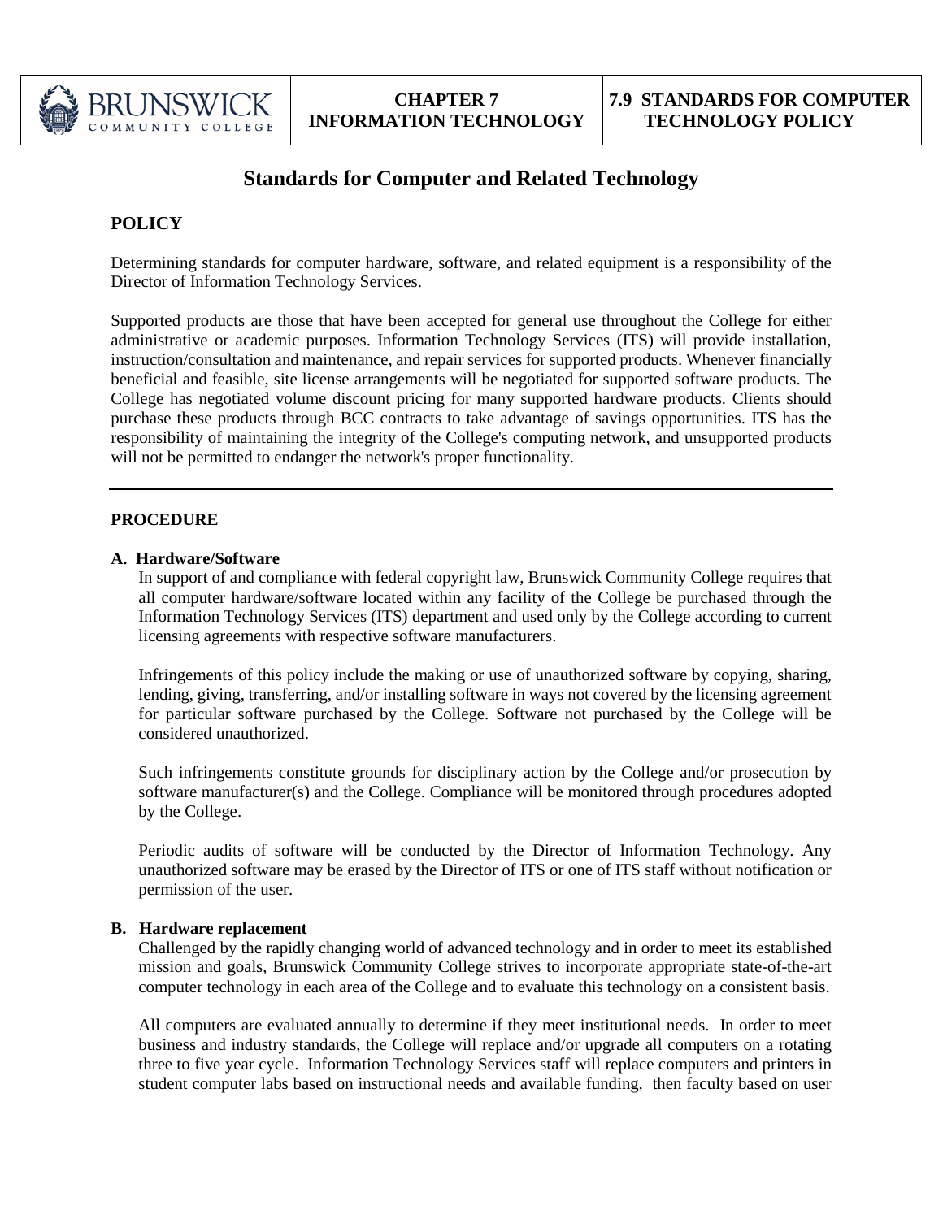# Standards for Computer and Related Technology

## POLICY

Determining standards for computer hardware, software, and related equipment is a responsibility of the Director of Information Technology Services.

Supported products are those that have been accepted for general use throughout the College for either administrative or academic purposes. Information Technology Services (ITS) will provide installation, instruction/consultation and maintenance, and repair services for supported products. Whenever financially beneficial and feasible, site license arrangements will be negotiated for supported software products. The College has negotiated volume discount pricing for many supported hardware products. Clients should purchase these products through BCC contracts to take advantage of savings opportunities. ITS has the responsibility of maintaining the integrity of the College's computing network, and unsupported products will not be permitted to endanger the network's proper functionality.

---

## PROCEDURE

### A. Hardware/Software

In support of and compliance with federal copyright law, Brunswick Community College requires that all computer hardware/software located within any facility of the College be purchased through the Information Technology Services (ITS) department and used only by the College according to current licensing agreements with respective software manufacturers.

Infringements of this policy include the making or use of unauthorized software by copying, sharing, lending, giving, transferring, and/or installing software in ways not covered by the licensing agreement for particular software purchased by the College. Software not purchased by the College will be considered unauthorized.

Such infringements constitute grounds for disciplinary action by the College and/or prosecution by software manufacturer(s) and the College. Compliance will be monitored through procedures adopted by the College.

Periodic audits of software will be conducted by the Director of Information Technology. Any unauthorized software may be erased by the Director of ITS or one of ITS staff without notification or permission of the user.

### B. Hardware replacement

Challenged by the rapidly changing world of advanced technology and in order to meet its established mission and goals, Brunswick Community College strives to incorporate appropriate state-of-the-art computer technology in each area of the College and to evaluate this technology on a consistent basis.

All computers are evaluated annually to determine if they meet institutional needs. In order to meet business and industry standards, the College will replace and/or upgrade all computers on a rotating three to five year cycle. Information Technology Services staff will replace computers and printers in student computer labs based on instructional needs and available funding, then faculty based on user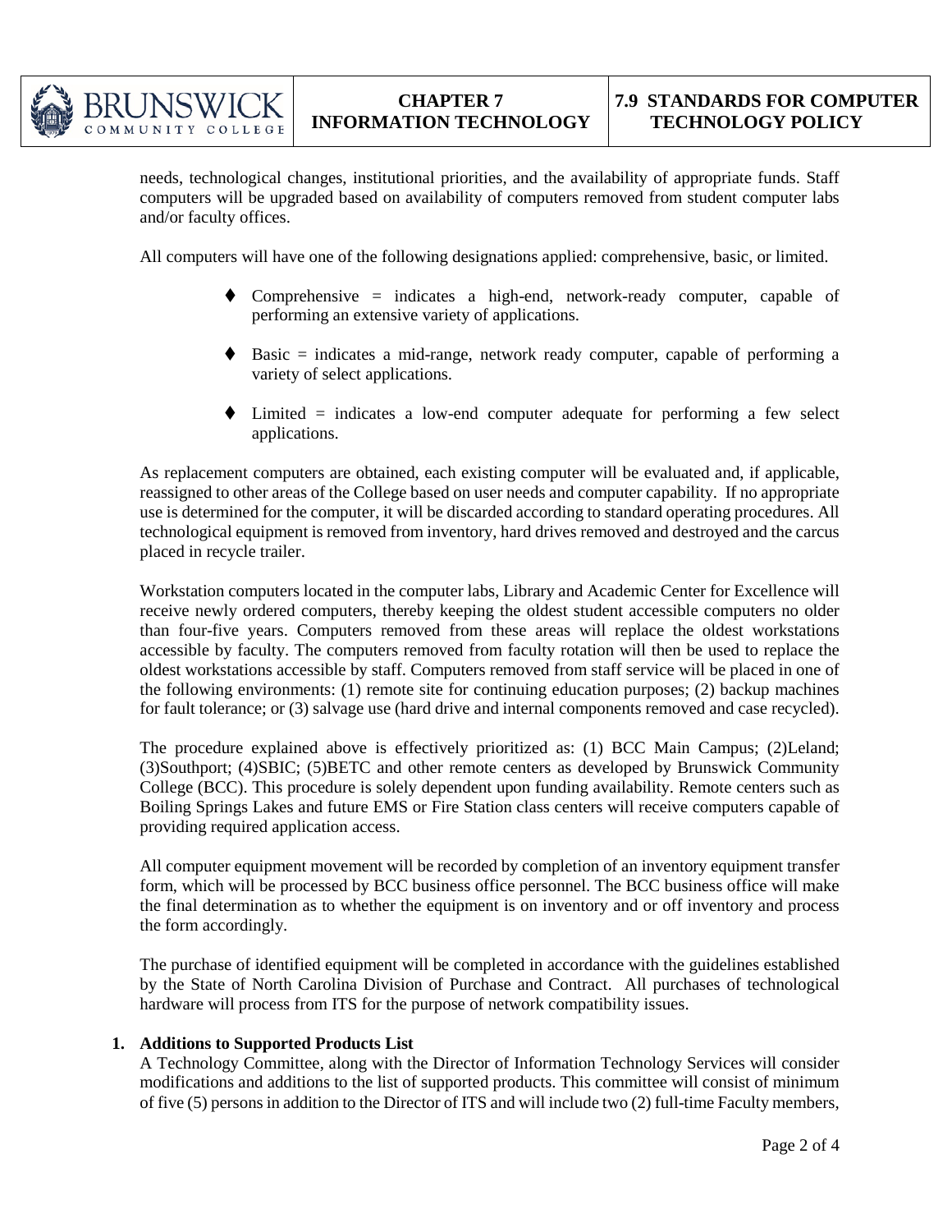needs, technological changes, institutional priorities, and the availability of appropriate funds. Staff computers will be upgraded based on availability of computers removed from student computer labs and/or faculty offices.

All computers will have one of the following designations applied: comprehensive, basic, or limited.

- Comprehensive = indicates a high-end, network-ready computer, capable of performing an extensive variety of applications.
- Basic = indicates a mid-range, network ready computer, capable of performing a variety of select applications.
- Limited = indicates a low-end computer adequate for performing a few select applications.

As replacement computers are obtained, each existing computer will be evaluated and, if applicable, reassigned to other areas of the College based on user needs and computer capability. If no appropriate use is determined for the computer, it will be discarded according to standard operating procedures. All technological equipment is removed from inventory, hard drives removed and destroyed and the carcus placed in recycle trailer.

Workstation computers located in the computer labs, Library and Academic Center for Excellence will receive newly ordered computers, thereby keeping the oldest student accessible computers no older than four-five years. Computers removed from these areas will replace the oldest workstations accessible by faculty. The computers removed from faculty rotation will then be used to replace the oldest workstations accessible by staff. Computers removed from staff service will be placed in one of the following environments: (1) remote site for continuing education purposes; (2) backup machines for fault tolerance; or (3) salvage use (hard drive and internal components removed and case recycled).

The procedure explained above is effectively prioritized as: (1) BCC Main Campus; (2)Leland; (3)Southport; (4)SBIC; (5)BETC and other remote centers as developed by Brunswick Community College (BCC). This procedure is solely dependent upon funding availability. Remote centers such as Boiling Springs Lakes and future EMS or Fire Station class centers will receive computers capable of providing required application access.

All computer equipment movement will be recorded by completion of an inventory equipment transfer form, which will be processed by BCC business office personnel. The BCC business office will make the final determination as to whether the equipment is on inventory and or off inventory and process the form accordingly.

The purchase of identified equipment will be completed in accordance with the guidelines established by the State of North Carolina Division of Purchase and Contract. All purchases of technological hardware will process from ITS for the purpose of network compatibility issues.

1. **Additions to Supported Products List**

   A Technology Committee, along with the Director of Information Technology Services will consider modifications and additions to the list of supported products. This committee will consist of minimum of five (5) persons in addition to the Director of ITS and will include two (2) full-time Faculty members,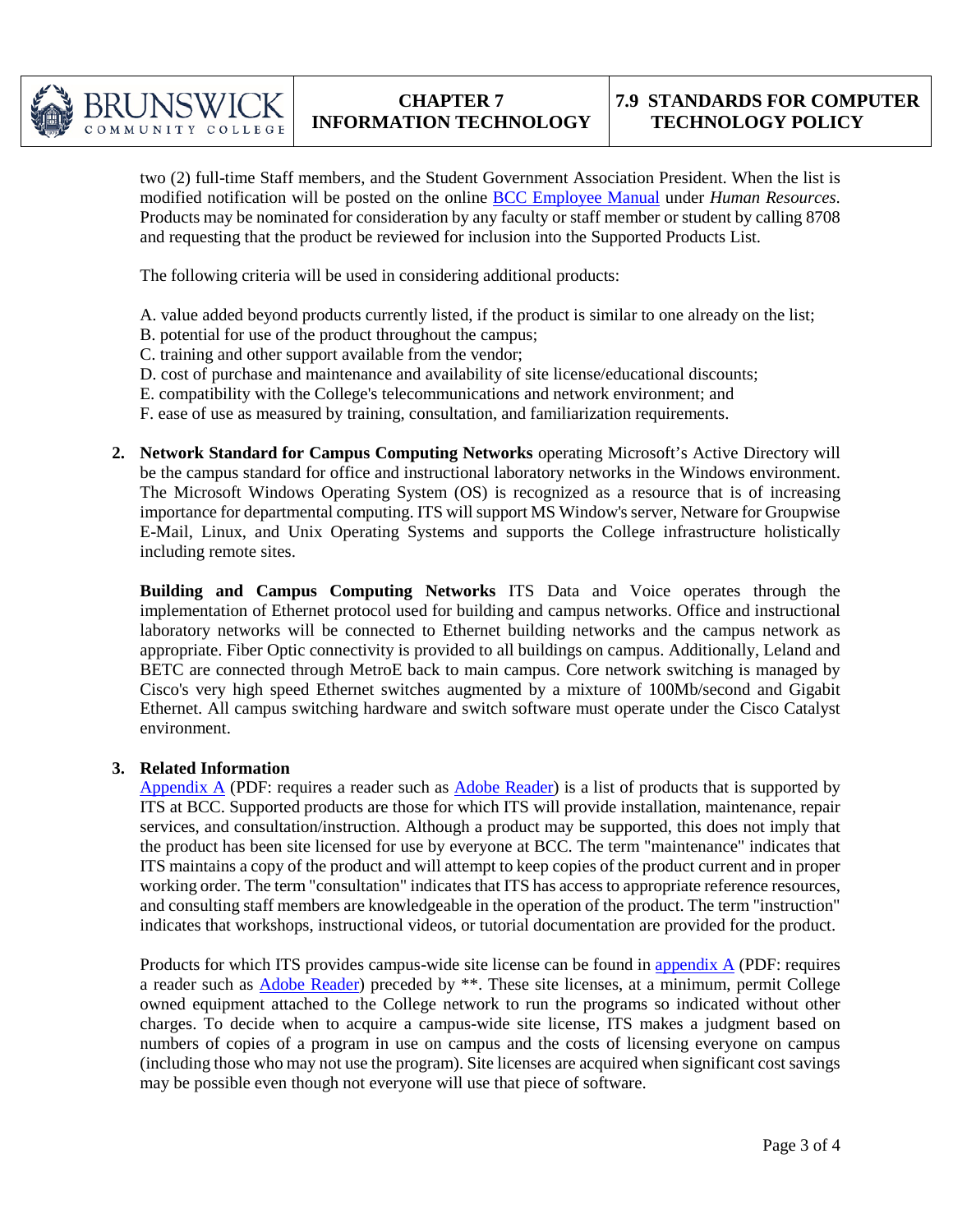two (2) full-time Staff members, and the Student Government Association President. When the list is modified notification will be posted on the online [BCC Employee Manual](#) under *Human Resources*. Products may be nominated for consideration by any faculty or staff member or student by calling 8708 and requesting that the product be reviewed for inclusion into the Supported Products List.

The following criteria will be used in considering additional products:

A. value added beyond products currently listed, if the product is similar to one already on the list;
B. potential for use of the product throughout the campus;
C. training and other support available from the vendor;
D. cost of purchase and maintenance and availability of site license/educational discounts;
E. compatibility with the College's telecommunications and network environment; and
F. ease of use as measured by training, consultation, and familiarization requirements.

**2. Network Standard for Campus Computing Networks** operating Microsoft's Active Directory will be the campus standard for office and instructional laboratory networks in the Windows environment. The Microsoft Windows Operating System (OS) is recognized as a resource that is of increasing importance for departmental computing. ITS will support MS Window's server, Netware for Groupwise E-Mail, Linux, and Unix Operating Systems and supports the College infrastructure holistically including remote sites.

**Building and Campus Computing Networks** ITS Data and Voice operates through the implementation of Ethernet protocol used for building and campus networks. Office and instructional laboratory networks will be connected to Ethernet building networks and the campus network as appropriate. Fiber Optic connectivity is provided to all buildings on campus. Additionally, Leland and BETC are connected through MetroE back to main campus. Core network switching is managed by Cisco's very high speed Ethernet switches augmented by a mixture of 100Mb/second and Gigabit Ethernet. All campus switching hardware and switch software must operate under the Cisco Catalyst environment.

**3. Related Information**

[Appendix A](#) (PDF: requires a reader such as [Adobe Reader](#)) is a list of products that is supported by ITS at BCC. Supported products are those for which ITS will provide installation, maintenance, repair services, and consultation/instruction. Although a product may be supported, this does not imply that the product has been site licensed for use by everyone at BCC. The term "maintenance" indicates that ITS maintains a copy of the product and will attempt to keep copies of the product current and in proper working order. The term "consultation" indicates that ITS has access to appropriate reference resources, and consulting staff members are knowledgeable in the operation of the product. The term "instruction" indicates that workshops, instructional videos, or tutorial documentation are provided for the product.

Products for which ITS provides campus-wide site license can be found in [appendix A](#) (PDF: requires a reader such as [Adobe Reader](#)) preceded by **. These site licenses, at a minimum, permit College owned equipment attached to the College network to run the programs so indicated without other charges. To decide when to acquire a campus-wide site license, ITS makes a judgment based on numbers of copies of a program in use on campus and the costs of licensing everyone on campus (including those who may not use the program). Site licenses are acquired when significant cost savings may be possible even though not everyone will use that piece of software.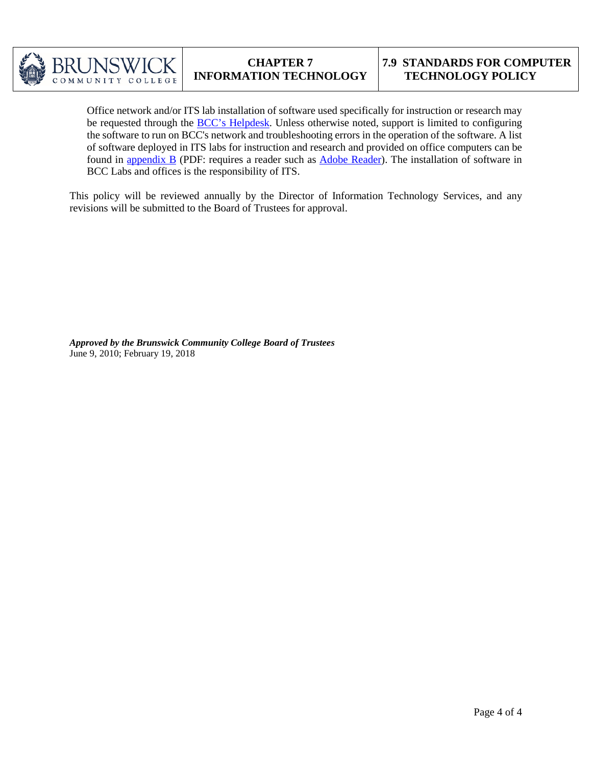Office network and/or ITS lab installation of software used specifically for instruction or research may be requested through the BCC's Helpdesk. Unless otherwise noted, support is limited to configuring the software to run on BCC's network and troubleshooting errors in the operation of the software. A list of software deployed in ITS labs for instruction and research and provided on office computers can be found in appendix B (PDF: requires a reader such as Adobe Reader). The installation of software in BCC Labs and offices is the responsibility of ITS.

This policy will be reviewed annually by the Director of Information Technology Services, and any revisions will be submitted to the Board of Trustees for approval.

***Approved by the Brunswick Community College Board of Trustees***
June 9, 2010; February 19, 2018